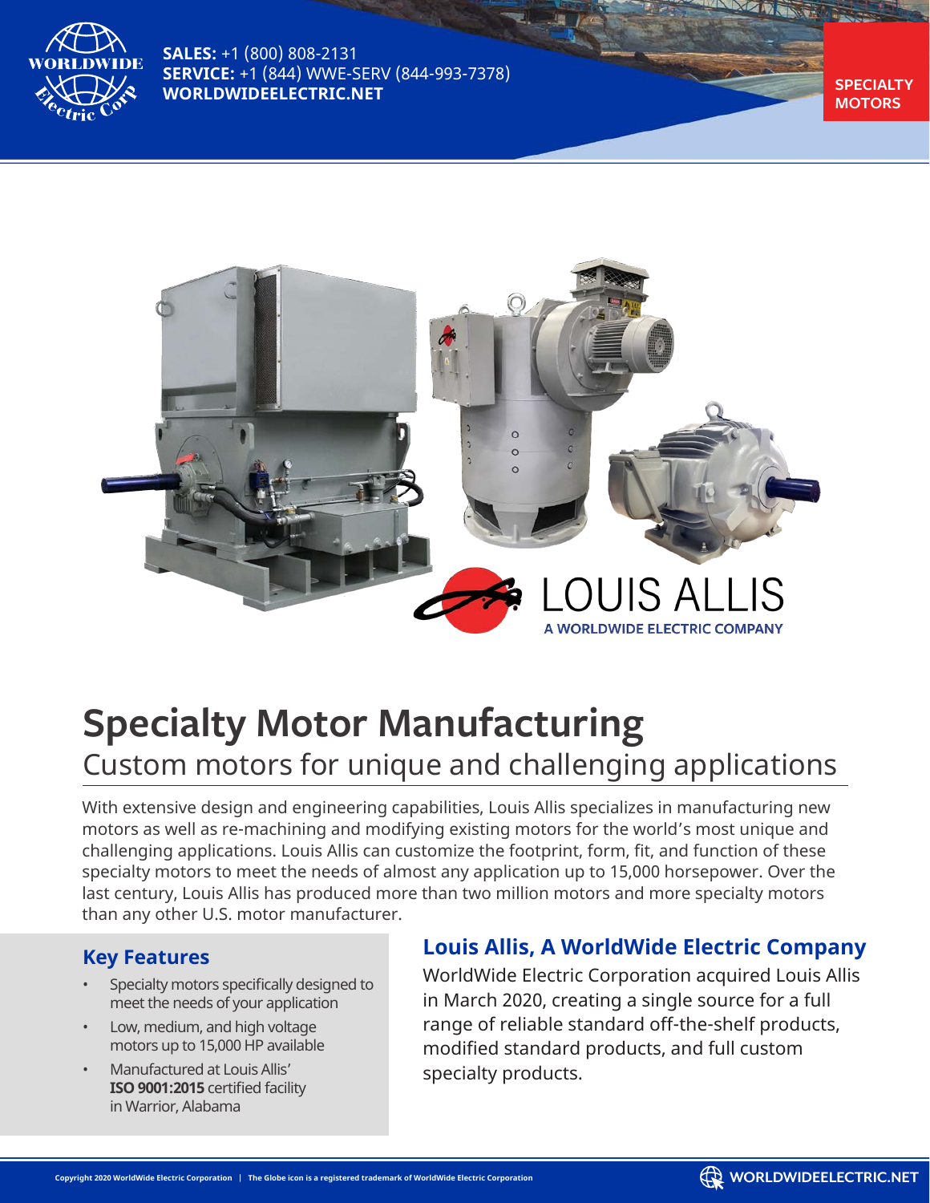**SALES:** +1 (800) 808-2131
**SERVICE:** +1 (844) WWE-SERV (844-993-7378)
**WORLDWIDEELECTRIC.NET**

SPECIALTY MOTORS

LOUIS ALLIS
A WORLDWIDE ELECTRIC COMPANY

# Specialty Motor Manufacturing

## Custom motors for unique and challenging applications

With extensive design and engineering capabilities, Louis Allis specializes in manufacturing new motors as well as re-machining and modifying existing motors for the world's most unique and challenging applications. Louis Allis can customize the footprint, form, fit, and function of these specialty motors to meet the needs of almost any application up to 15,000 horsepower. Over the last century, Louis Allis has produced more than two million motors and more specialty motors than any other U.S. motor manufacturer.

### Key Features

- Specialty motors specifically designed to meet the needs of your application
- Low, medium, and high voltage motors up to 15,000 HP available
- Manufactured at Louis Allis' **ISO 9001:2015** certified facility in Warrior, Alabama

### Louis Allis, A WorldWide Electric Company

WorldWide Electric Corporation acquired Louis Allis in March 2020, creating a single source for a full range of reliable standard off-the-shelf products, modified standard products, and full custom specialty products.

Copyright 2020 WorldWide Electric Corporation | The Globe icon is a registered trademark of WorldWide Electric Corporation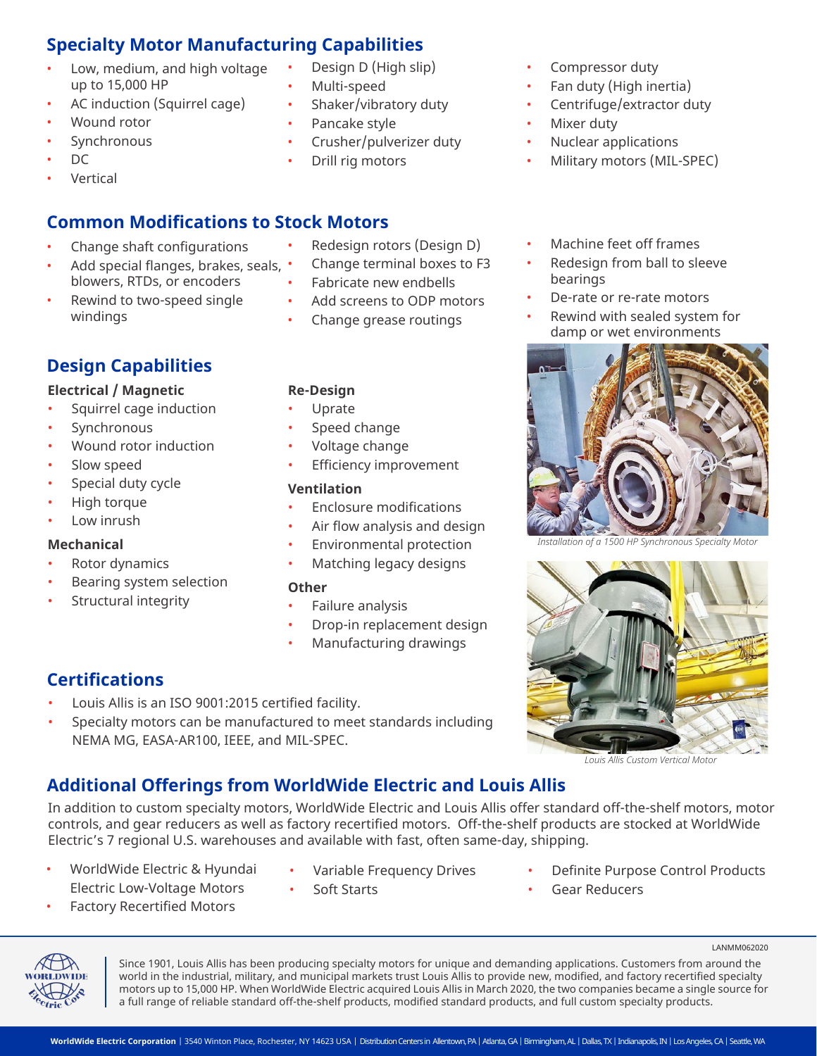## Specialty Motor Manufacturing Capabilities

- Low, medium, and high voltage up to 15,000 HP
- AC induction (Squirrel cage)
- Wound rotor
- Synchronous
- DC
- Vertical
- Design D (High slip)
- Multi-speed
- Shaker/vibratory duty
- Pancake style
- Crusher/pulverizer duty
- Drill rig motors
- Compressor duty
- Fan duty (High inertia)
- Centrifuge/extractor duty
- Mixer duty
- Nuclear applications
- Military motors (MIL-SPEC)

## Common Modifications to Stock Motors

- Change shaft configurations
- Add special flanges, brakes, seals, blowers, RTDs, or encoders
- Rewind to two-speed single windings
- Redesign rotors (Design D)
- Change terminal boxes to F3
- Fabricate new endbells
- Add screens to ODP motors
- Change grease routings
- Machine feet off frames
- Redesign from ball to sleeve bearings
- De-rate or re-rate motors
- Rewind with sealed system for damp or wet environments

## Design Capabilities

### Electrical / Magnetic

- Squirrel cage induction
- Synchronous
- Wound rotor induction
- Slow speed
- Special duty cycle
- High torque
- Low inrush

### Mechanical

- Rotor dynamics
- Bearing system selection
- Structural integrity

### Re-Design

- Uprate
- Speed change
- Voltage change
- Efficiency improvement

### Ventilation

- Enclosure modifications
- Air flow analysis and design
- Environmental protection
- Matching legacy designs

### Other

- Failure analysis
- Drop-in replacement design
- Manufacturing drawings

*Installation of a 1500 HP Synchronous Specialty Motor*

*Louis Allis Custom Vertical Motor*

## Certifications

- Louis Allis is an ISO 9001:2015 certified facility.
- Specialty motors can be manufactured to meet standards including NEMA MG, EASA-AR100, IEEE, and MIL-SPEC.

## Additional Offerings from WorldWide Electric and Louis Allis

In addition to custom specialty motors, WorldWide Electric and Louis Allis offer standard off-the-shelf motors, motor controls, and gear reducers as well as factory recertified motors. Off-the-shelf products are stocked at WorldWide Electric's 7 regional U.S. warehouses and available with fast, often same-day, shipping.

- WorldWide Electric & Hyundai Electric Low-Voltage Motors
- Factory Recertified Motors
- Variable Frequency Drives
- Soft Starts
- Definite Purpose Control Products
- Gear Reducers

LANMM062020

Since 1901, Louis Allis has been producing specialty motors for unique and demanding applications. Customers from around the world in the industrial, military, and municipal markets trust Louis Allis to provide new, modified, and factory recertified specialty motors up to 15,000 HP. When WorldWide Electric acquired Louis Allis in March 2020, the two companies became a single source for a full range of reliable standard off-the-shelf products, modified standard products, and full custom specialty products.

**WorldWide Electric Corporation** | 3540 Winton Place, Rochester, NY 14623 USA | Distribution Centers in Allentown, PA | Atlanta, GA | Birmingham, AL | Dallas, TX | Indianapolis, IN | Los Angeles, CA | Seattle, WA